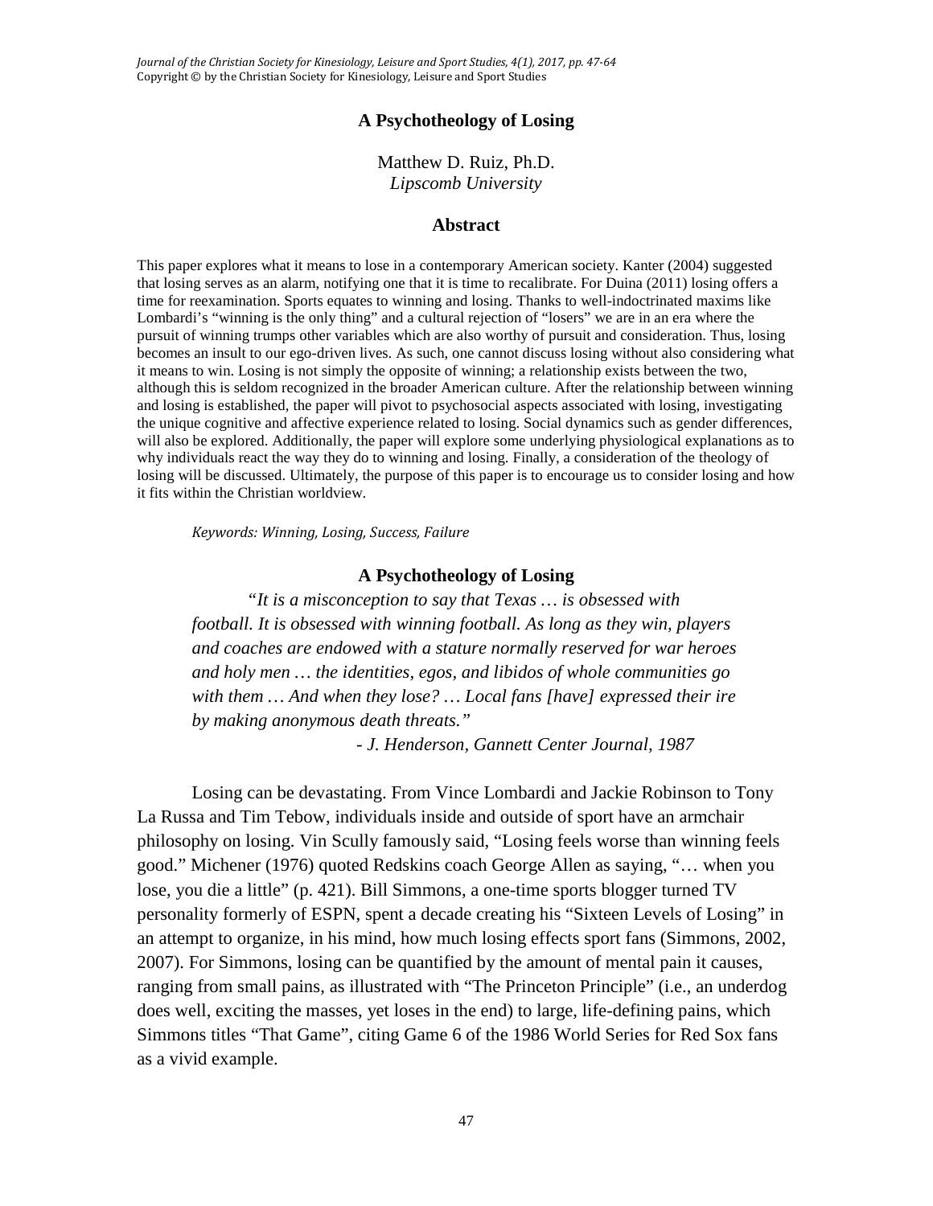# A Psychotheology of Losing

Matthew D. Ruiz, Ph.D.
*Lipscomb University*

## Abstract

This paper explores what it means to lose in a contemporary American society. Kanter (2004) suggested that losing serves as an alarm, notifying one that it is time to recalibrate. For Duina (2011) losing offers a time for reexamination. Sports equates to winning and losing. Thanks to well-indoctrinated maxims like Lombardi's "winning is the only thing" and a cultural rejection of "losers" we are in an era where the pursuit of winning trumps other variables which are also worthy of pursuit and consideration. Thus, losing becomes an insult to our ego-driven lives. As such, one cannot discuss losing without also considering what it means to win. Losing is not simply the opposite of winning; a relationship exists between the two, although this is seldom recognized in the broader American culture. After the relationship between winning and losing is established, the paper will pivot to psychosocial aspects associated with losing, investigating the unique cognitive and affective experience related to losing. Social dynamics such as gender differences, will also be explored. Additionally, the paper will explore some underlying physiological explanations as to why individuals react the way they do to winning and losing. Finally, a consideration of the theology of losing will be discussed. Ultimately, the purpose of this paper is to encourage us to consider losing and how it fits within the Christian worldview.

*Keywords: Winning, Losing, Success, Failure*

## A Psychotheology of Losing

> *"It is a misconception to say that Texas … is obsessed with football. It is obsessed with winning football. As long as they win, players and coaches are endowed with a stature normally reserved for war heroes and holy men … the identities, egos, and libidos of whole communities go with them … And when they lose? … Local fans [have] expressed their ire by making anonymous death threats."*
>
> *- J. Henderson, Gannett Center Journal, 1987*

Losing can be devastating. From Vince Lombardi and Jackie Robinson to Tony La Russa and Tim Tebow, individuals inside and outside of sport have an armchair philosophy on losing. Vin Scully famously said, "Losing feels worse than winning feels good." Michener (1976) quoted Redskins coach George Allen as saying, "… when you lose, you die a little" (p. 421). Bill Simmons, a one-time sports blogger turned TV personality formerly of ESPN, spent a decade creating his "Sixteen Levels of Losing" in an attempt to organize, in his mind, how much losing effects sport fans (Simmons, 2002, 2007). For Simmons, losing can be quantified by the amount of mental pain it causes, ranging from small pains, as illustrated with "The Princeton Principle" (i.e., an underdog does well, exciting the masses, yet loses in the end) to large, life-defining pains, which Simmons titles "That Game", citing Game 6 of the 1986 World Series for Red Sox fans as a vivid example.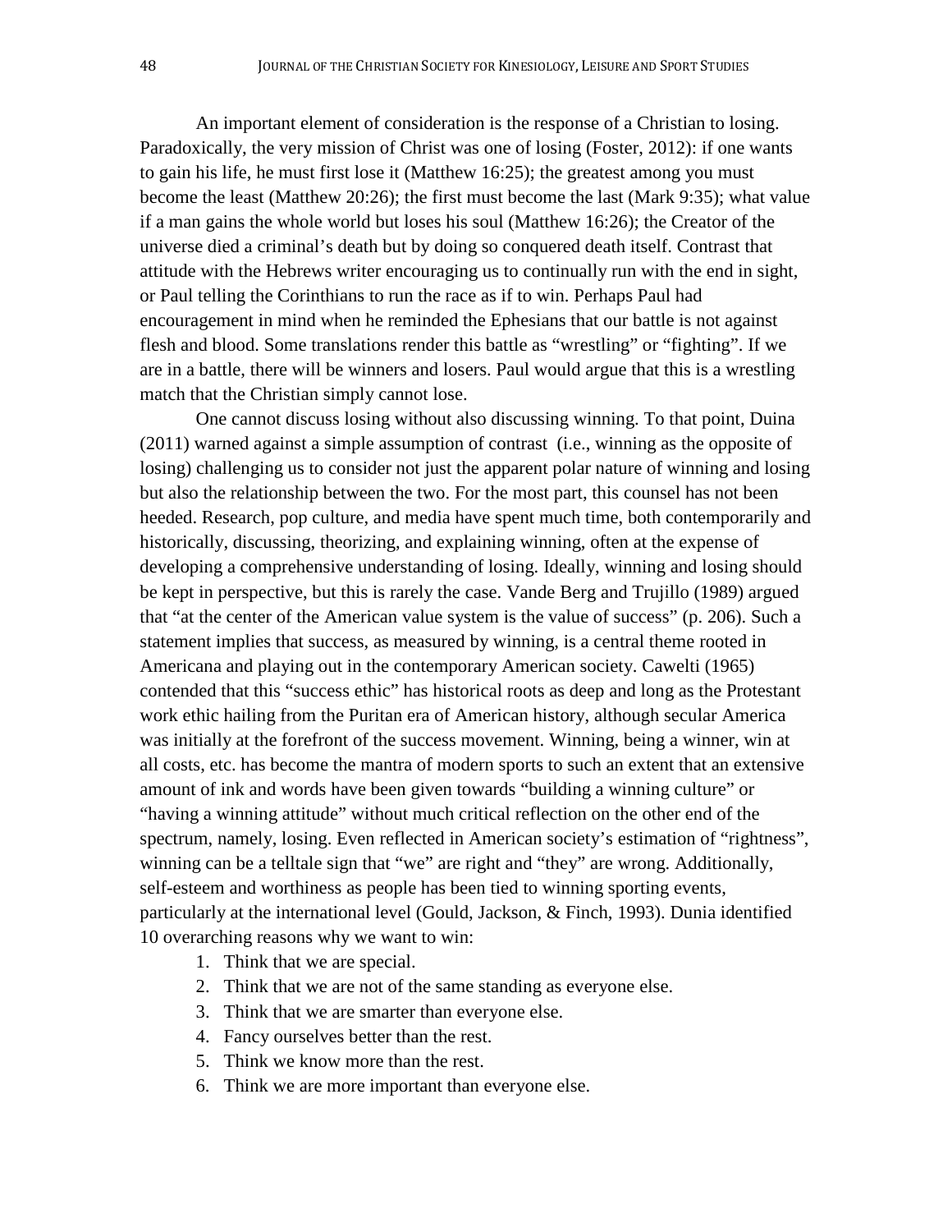An important element of consideration is the response of a Christian to losing. Paradoxically, the very mission of Christ was one of losing (Foster, 2012): if one wants to gain his life, he must first lose it (Matthew 16:25); the greatest among you must become the least (Matthew 20:26); the first must become the last (Mark 9:35); what value if a man gains the whole world but loses his soul (Matthew 16:26); the Creator of the universe died a criminal's death but by doing so conquered death itself. Contrast that attitude with the Hebrews writer encouraging us to continually run with the end in sight, or Paul telling the Corinthians to run the race as if to win. Perhaps Paul had encouragement in mind when he reminded the Ephesians that our battle is not against flesh and blood. Some translations render this battle as "wrestling" or "fighting". If we are in a battle, there will be winners and losers. Paul would argue that this is a wrestling match that the Christian simply cannot lose.

One cannot discuss losing without also discussing winning. To that point, Duina (2011) warned against a simple assumption of contrast (i.e., winning as the opposite of losing) challenging us to consider not just the apparent polar nature of winning and losing but also the relationship between the two. For the most part, this counsel has not been heeded. Research, pop culture, and media have spent much time, both contemporarily and historically, discussing, theorizing, and explaining winning, often at the expense of developing a comprehensive understanding of losing. Ideally, winning and losing should be kept in perspective, but this is rarely the case. Vande Berg and Trujillo (1989) argued that "at the center of the American value system is the value of success" (p. 206). Such a statement implies that success, as measured by winning, is a central theme rooted in Americana and playing out in the contemporary American society. Cawelti (1965) contended that this "success ethic" has historical roots as deep and long as the Protestant work ethic hailing from the Puritan era of American history, although secular America was initially at the forefront of the success movement. Winning, being a winner, win at all costs, etc. has become the mantra of modern sports to such an extent that an extensive amount of ink and words have been given towards "building a winning culture" or "having a winning attitude" without much critical reflection on the other end of the spectrum, namely, losing. Even reflected in American society's estimation of "rightness", winning can be a telltale sign that "we" are right and "they" are wrong. Additionally, self-esteem and worthiness as people has been tied to winning sporting events, particularly at the international level (Gould, Jackson, & Finch, 1993). Dunia identified 10 overarching reasons why we want to win:

1. Think that we are special.
2. Think that we are not of the same standing as everyone else.
3. Think that we are smarter than everyone else.
4. Fancy ourselves better than the rest.
5. Think we know more than the rest.
6. Think we are more important than everyone else.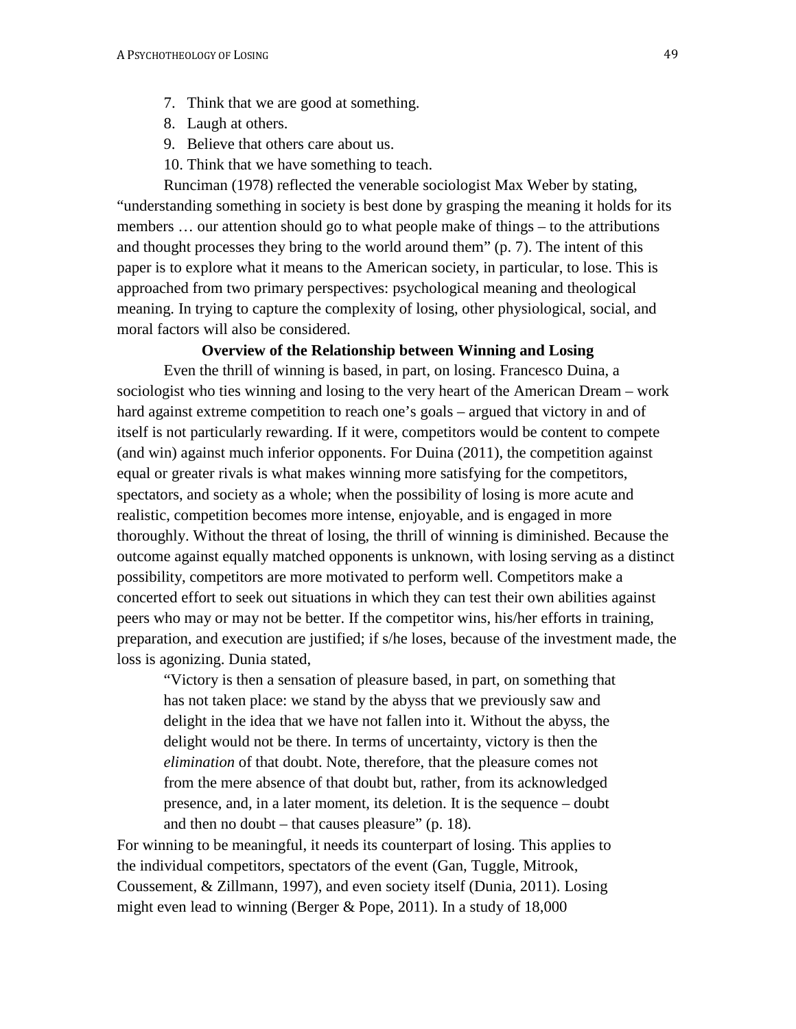7. Think that we are good at something.
8. Laugh at others.
9. Believe that others care about us.
10. Think that we have something to teach.

Runciman (1978) reflected the venerable sociologist Max Weber by stating, "understanding something in society is best done by grasping the meaning it holds for its members … our attention should go to what people make of things – to the attributions and thought processes they bring to the world around them" (p. 7). The intent of this paper is to explore what it means to the American society, in particular, to lose. This is approached from two primary perspectives: psychological meaning and theological meaning. In trying to capture the complexity of losing, other physiological, social, and moral factors will also be considered.

**Overview of the Relationship between Winning and Losing**

Even the thrill of winning is based, in part, on losing. Francesco Duina, a sociologist who ties winning and losing to the very heart of the American Dream – work hard against extreme competition to reach one's goals – argued that victory in and of itself is not particularly rewarding. If it were, competitors would be content to compete (and win) against much inferior opponents. For Duina (2011), the competition against equal or greater rivals is what makes winning more satisfying for the competitors, spectators, and society as a whole; when the possibility of losing is more acute and realistic, competition becomes more intense, enjoyable, and is engaged in more thoroughly. Without the threat of losing, the thrill of winning is diminished. Because the outcome against equally matched opponents is unknown, with losing serving as a distinct possibility, competitors are more motivated to perform well. Competitors make a concerted effort to seek out situations in which they can test their own abilities against peers who may or may not be better. If the competitor wins, his/her efforts in training, preparation, and execution are justified; if s/he loses, because of the investment made, the loss is agonizing. Dunia stated,

> "Victory is then a sensation of pleasure based, in part, on something that has not taken place: we stand by the abyss that we previously saw and delight in the idea that we have not fallen into it. Without the abyss, the delight would not be there. In terms of uncertainty, victory is then the *elimination* of that doubt. Note, therefore, that the pleasure comes not from the mere absence of that doubt but, rather, from its acknowledged presence, and, in a later moment, its deletion. It is the sequence – doubt and then no doubt – that causes pleasure" (p. 18).

For winning to be meaningful, it needs its counterpart of losing. This applies to the individual competitors, spectators of the event (Gan, Tuggle, Mitrook, Coussement, & Zillmann, 1997), and even society itself (Dunia, 2011). Losing might even lead to winning (Berger & Pope, 2011). In a study of 18,000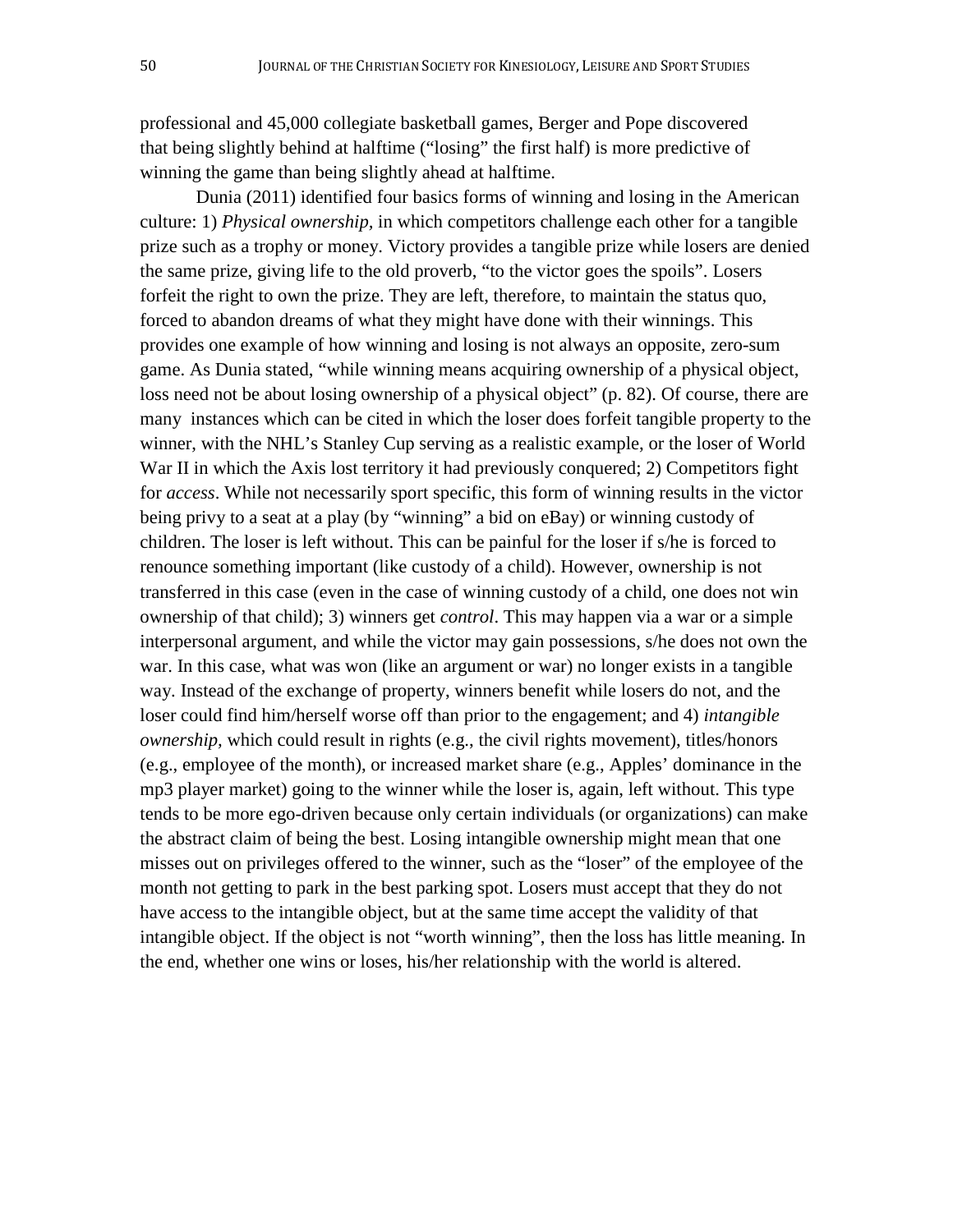professional and 45,000 collegiate basketball games, Berger and Pope discovered that being slightly behind at halftime ("losing" the first half) is more predictive of winning the game than being slightly ahead at halftime.

Dunia (2011) identified four basics forms of winning and losing in the American culture: 1) *Physical ownership*, in which competitors challenge each other for a tangible prize such as a trophy or money. Victory provides a tangible prize while losers are denied the same prize, giving life to the old proverb, "to the victor goes the spoils". Losers forfeit the right to own the prize. They are left, therefore, to maintain the status quo, forced to abandon dreams of what they might have done with their winnings. This provides one example of how winning and losing is not always an opposite, zero-sum game. As Dunia stated, "while winning means acquiring ownership of a physical object, loss need not be about losing ownership of a physical object" (p. 82). Of course, there are many instances which can be cited in which the loser does forfeit tangible property to the winner, with the NHL's Stanley Cup serving as a realistic example, or the loser of World War II in which the Axis lost territory it had previously conquered; 2) Competitors fight for *access*. While not necessarily sport specific, this form of winning results in the victor being privy to a seat at a play (by "winning" a bid on eBay) or winning custody of children. The loser is left without. This can be painful for the loser if s/he is forced to renounce something important (like custody of a child). However, ownership is not transferred in this case (even in the case of winning custody of a child, one does not win ownership of that child); 3) winners get *control*. This may happen via a war or a simple interpersonal argument, and while the victor may gain possessions, s/he does not own the war. In this case, what was won (like an argument or war) no longer exists in a tangible way. Instead of the exchange of property, winners benefit while losers do not, and the loser could find him/herself worse off than prior to the engagement; and 4) *intangible ownership*, which could result in rights (e.g., the civil rights movement), titles/honors (e.g., employee of the month), or increased market share (e.g., Apples' dominance in the mp3 player market) going to the winner while the loser is, again, left without. This type tends to be more ego-driven because only certain individuals (or organizations) can make the abstract claim of being the best. Losing intangible ownership might mean that one misses out on privileges offered to the winner, such as the "loser" of the employee of the month not getting to park in the best parking spot. Losers must accept that they do not have access to the intangible object, but at the same time accept the validity of that intangible object. If the object is not "worth winning", then the loss has little meaning. In the end, whether one wins or loses, his/her relationship with the world is altered.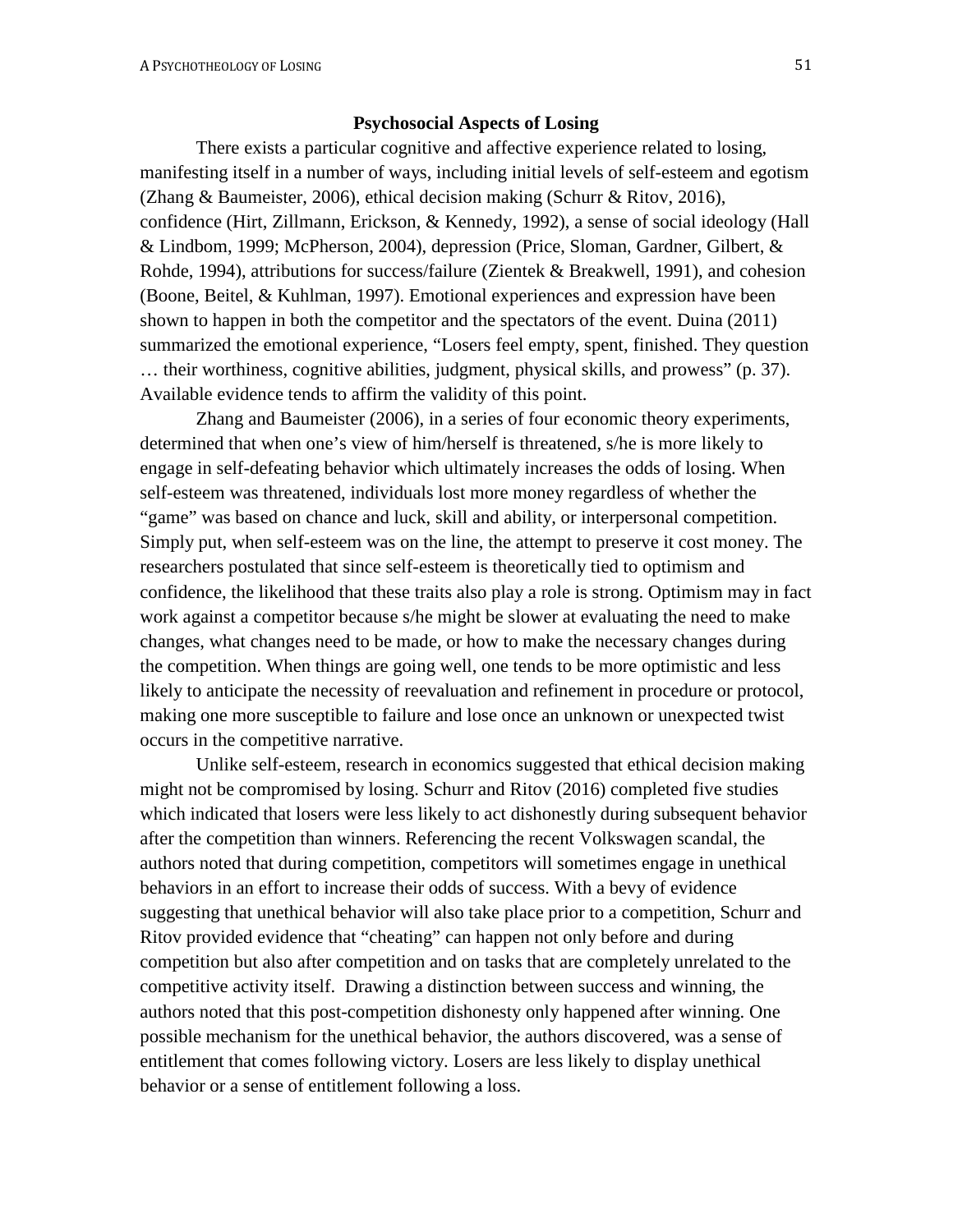## Psychosocial Aspects of Losing

There exists a particular cognitive and affective experience related to losing, manifesting itself in a number of ways, including initial levels of self-esteem and egotism (Zhang & Baumeister, 2006), ethical decision making (Schurr & Ritov, 2016), confidence (Hirt, Zillmann, Erickson, & Kennedy, 1992), a sense of social ideology (Hall & Lindbom, 1999; McPherson, 2004), depression (Price, Sloman, Gardner, Gilbert, & Rohde, 1994), attributions for success/failure (Zientek & Breakwell, 1991), and cohesion (Boone, Beitel, & Kuhlman, 1997). Emotional experiences and expression have been shown to happen in both the competitor and the spectators of the event. Duina (2011) summarized the emotional experience, "Losers feel empty, spent, finished. They question … their worthiness, cognitive abilities, judgment, physical skills, and prowess" (p. 37). Available evidence tends to affirm the validity of this point.

Zhang and Baumeister (2006), in a series of four economic theory experiments, determined that when one's view of him/herself is threatened, s/he is more likely to engage in self-defeating behavior which ultimately increases the odds of losing. When self-esteem was threatened, individuals lost more money regardless of whether the "game" was based on chance and luck, skill and ability, or interpersonal competition. Simply put, when self-esteem was on the line, the attempt to preserve it cost money. The researchers postulated that since self-esteem is theoretically tied to optimism and confidence, the likelihood that these traits also play a role is strong. Optimism may in fact work against a competitor because s/he might be slower at evaluating the need to make changes, what changes need to be made, or how to make the necessary changes during the competition. When things are going well, one tends to be more optimistic and less likely to anticipate the necessity of reevaluation and refinement in procedure or protocol, making one more susceptible to failure and lose once an unknown or unexpected twist occurs in the competitive narrative.

Unlike self-esteem, research in economics suggested that ethical decision making might not be compromised by losing. Schurr and Ritov (2016) completed five studies which indicated that losers were less likely to act dishonestly during subsequent behavior after the competition than winners. Referencing the recent Volkswagen scandal, the authors noted that during competition, competitors will sometimes engage in unethical behaviors in an effort to increase their odds of success. With a bevy of evidence suggesting that unethical behavior will also take place prior to a competition, Schurr and Ritov provided evidence that "cheating" can happen not only before and during competition but also after competition and on tasks that are completely unrelated to the competitive activity itself. Drawing a distinction between success and winning, the authors noted that this post-competition dishonesty only happened after winning. One possible mechanism for the unethical behavior, the authors discovered, was a sense of entitlement that comes following victory. Losers are less likely to display unethical behavior or a sense of entitlement following a loss.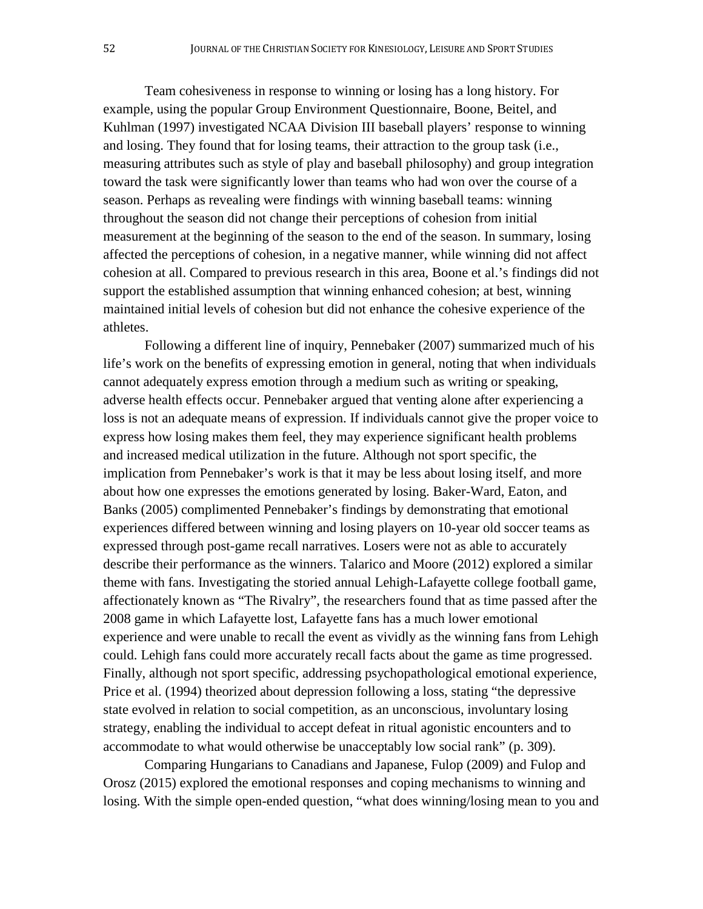Team cohesiveness in response to winning or losing has a long history. For example, using the popular Group Environment Questionnaire, Boone, Beitel, and Kuhlman (1997) investigated NCAA Division III baseball players' response to winning and losing. They found that for losing teams, their attraction to the group task (i.e., measuring attributes such as style of play and baseball philosophy) and group integration toward the task were significantly lower than teams who had won over the course of a season. Perhaps as revealing were findings with winning baseball teams: winning throughout the season did not change their perceptions of cohesion from initial measurement at the beginning of the season to the end of the season. In summary, losing affected the perceptions of cohesion, in a negative manner, while winning did not affect cohesion at all. Compared to previous research in this area, Boone et al.'s findings did not support the established assumption that winning enhanced cohesion; at best, winning maintained initial levels of cohesion but did not enhance the cohesive experience of the athletes.

Following a different line of inquiry, Pennebaker (2007) summarized much of his life's work on the benefits of expressing emotion in general, noting that when individuals cannot adequately express emotion through a medium such as writing or speaking, adverse health effects occur. Pennebaker argued that venting alone after experiencing a loss is not an adequate means of expression. If individuals cannot give the proper voice to express how losing makes them feel, they may experience significant health problems and increased medical utilization in the future. Although not sport specific, the implication from Pennebaker's work is that it may be less about losing itself, and more about how one expresses the emotions generated by losing. Baker-Ward, Eaton, and Banks (2005) complimented Pennebaker's findings by demonstrating that emotional experiences differed between winning and losing players on 10-year old soccer teams as expressed through post-game recall narratives. Losers were not as able to accurately describe their performance as the winners. Talarico and Moore (2012) explored a similar theme with fans. Investigating the storied annual Lehigh-Lafayette college football game, affectionately known as "The Rivalry", the researchers found that as time passed after the 2008 game in which Lafayette lost, Lafayette fans has a much lower emotional experience and were unable to recall the event as vividly as the winning fans from Lehigh could. Lehigh fans could more accurately recall facts about the game as time progressed. Finally, although not sport specific, addressing psychopathological emotional experience, Price et al. (1994) theorized about depression following a loss, stating "the depressive state evolved in relation to social competition, as an unconscious, involuntary losing strategy, enabling the individual to accept defeat in ritual agonistic encounters and to accommodate to what would otherwise be unacceptably low social rank" (p. 309).

Comparing Hungarians to Canadians and Japanese, Fulop (2009) and Fulop and Orosz (2015) explored the emotional responses and coping mechanisms to winning and losing. With the simple open-ended question, "what does winning/losing mean to you and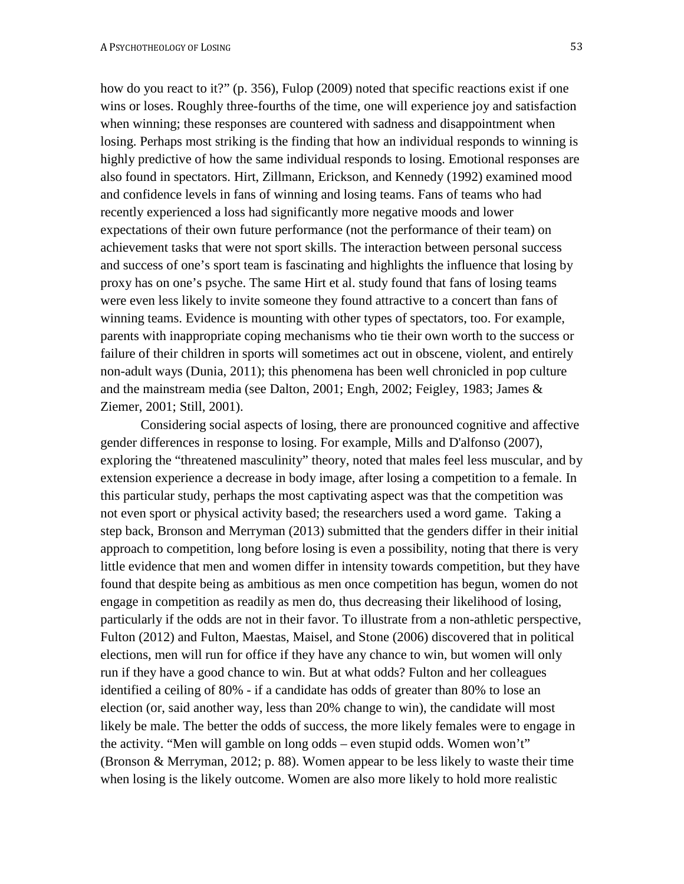how do you react to it?" (p. 356), Fulop (2009) noted that specific reactions exist if one wins or loses. Roughly three-fourths of the time, one will experience joy and satisfaction when winning; these responses are countered with sadness and disappointment when losing. Perhaps most striking is the finding that how an individual responds to winning is highly predictive of how the same individual responds to losing. Emotional responses are also found in spectators. Hirt, Zillmann, Erickson, and Kennedy (1992) examined mood and confidence levels in fans of winning and losing teams. Fans of teams who had recently experienced a loss had significantly more negative moods and lower expectations of their own future performance (not the performance of their team) on achievement tasks that were not sport skills. The interaction between personal success and success of one's sport team is fascinating and highlights the influence that losing by proxy has on one's psyche. The same Hirt et al. study found that fans of losing teams were even less likely to invite someone they found attractive to a concert than fans of winning teams. Evidence is mounting with other types of spectators, too. For example, parents with inappropriate coping mechanisms who tie their own worth to the success or failure of their children in sports will sometimes act out in obscene, violent, and entirely non-adult ways (Dunia, 2011); this phenomena has been well chronicled in pop culture and the mainstream media (see Dalton, 2001; Engh, 2002; Feigley, 1983; James & Ziemer, 2001; Still, 2001).

Considering social aspects of losing, there are pronounced cognitive and affective gender differences in response to losing. For example, Mills and D'alfonso (2007), exploring the "threatened masculinity" theory, noted that males feel less muscular, and by extension experience a decrease in body image, after losing a competition to a female. In this particular study, perhaps the most captivating aspect was that the competition was not even sport or physical activity based; the researchers used a word game. Taking a step back, Bronson and Merryman (2013) submitted that the genders differ in their initial approach to competition, long before losing is even a possibility, noting that there is very little evidence that men and women differ in intensity towards competition, but they have found that despite being as ambitious as men once competition has begun, women do not engage in competition as readily as men do, thus decreasing their likelihood of losing, particularly if the odds are not in their favor. To illustrate from a non-athletic perspective, Fulton (2012) and Fulton, Maestas, Maisel, and Stone (2006) discovered that in political elections, men will run for office if they have any chance to win, but women will only run if they have a good chance to win. But at what odds? Fulton and her colleagues identified a ceiling of 80% - if a candidate has odds of greater than 80% to lose an election (or, said another way, less than 20% change to win), the candidate will most likely be male. The better the odds of success, the more likely females were to engage in the activity. "Men will gamble on long odds – even stupid odds. Women won't" (Bronson & Merryman, 2012; p. 88). Women appear to be less likely to waste their time when losing is the likely outcome. Women are also more likely to hold more realistic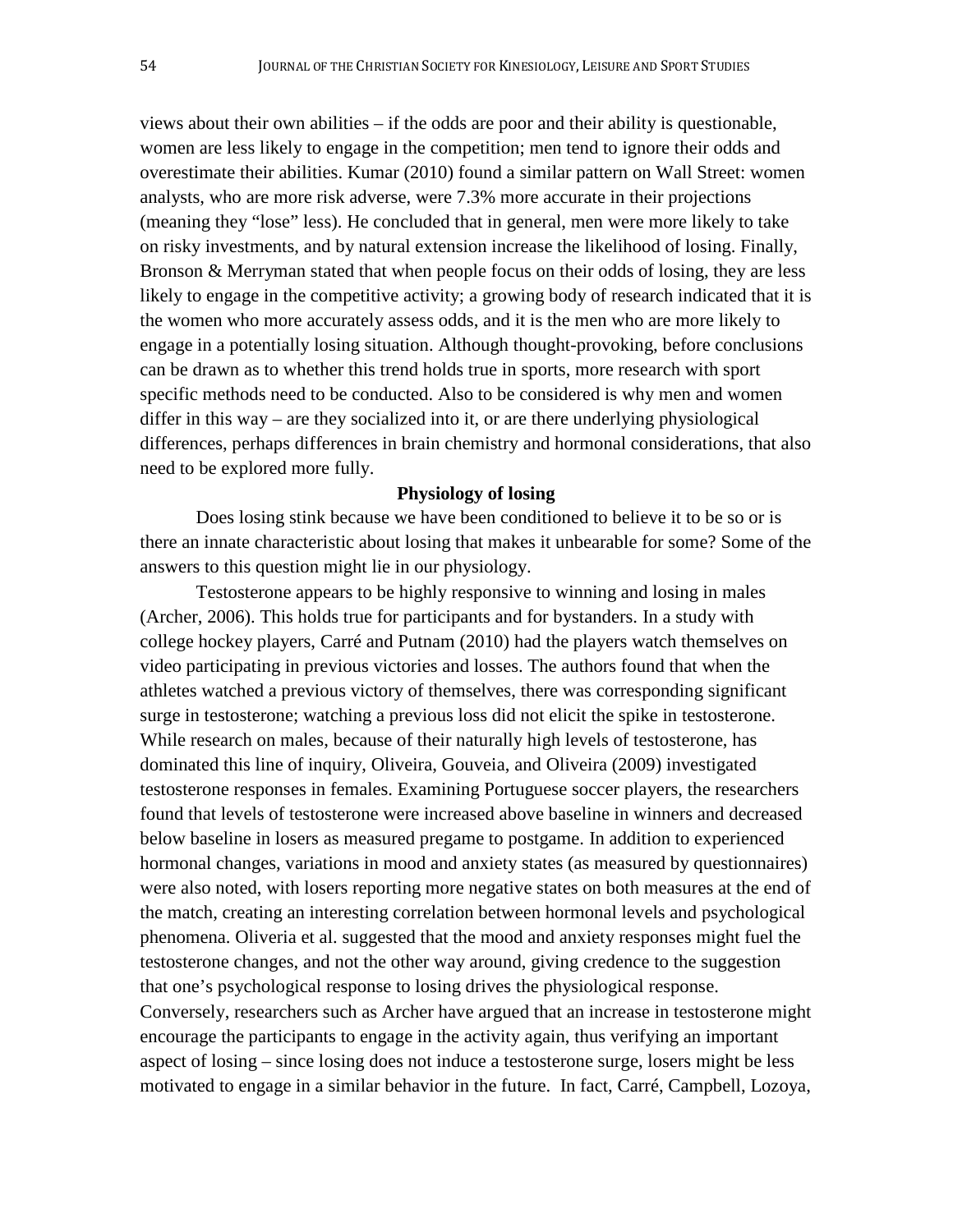views about their own abilities – if the odds are poor and their ability is questionable, women are less likely to engage in the competition; men tend to ignore their odds and overestimate their abilities. Kumar (2010) found a similar pattern on Wall Street: women analysts, who are more risk adverse, were 7.3% more accurate in their projections (meaning they "lose" less). He concluded that in general, men were more likely to take on risky investments, and by natural extension increase the likelihood of losing. Finally, Bronson & Merryman stated that when people focus on their odds of losing, they are less likely to engage in the competitive activity; a growing body of research indicated that it is the women who more accurately assess odds, and it is the men who are more likely to engage in a potentially losing situation. Although thought-provoking, before conclusions can be drawn as to whether this trend holds true in sports, more research with sport specific methods need to be conducted. Also to be considered is why men and women differ in this way – are they socialized into it, or are there underlying physiological differences, perhaps differences in brain chemistry and hormonal considerations, that also need to be explored more fully.

**Physiology of losing**

Does losing stink because we have been conditioned to believe it to be so or is there an innate characteristic about losing that makes it unbearable for some? Some of the answers to this question might lie in our physiology.

Testosterone appears to be highly responsive to winning and losing in males (Archer, 2006). This holds true for participants and for bystanders. In a study with college hockey players, Carré and Putnam (2010) had the players watch themselves on video participating in previous victories and losses. The authors found that when the athletes watched a previous victory of themselves, there was corresponding significant surge in testosterone; watching a previous loss did not elicit the spike in testosterone. While research on males, because of their naturally high levels of testosterone, has dominated this line of inquiry, Oliveira, Gouveia, and Oliveira (2009) investigated testosterone responses in females. Examining Portuguese soccer players, the researchers found that levels of testosterone were increased above baseline in winners and decreased below baseline in losers as measured pregame to postgame. In addition to experienced hormonal changes, variations in mood and anxiety states (as measured by questionnaires) were also noted, with losers reporting more negative states on both measures at the end of the match, creating an interesting correlation between hormonal levels and psychological phenomena. Oliveria et al. suggested that the mood and anxiety responses might fuel the testosterone changes, and not the other way around, giving credence to the suggestion that one's psychological response to losing drives the physiological response. Conversely, researchers such as Archer have argued that an increase in testosterone might encourage the participants to engage in the activity again, thus verifying an important aspect of losing – since losing does not induce a testosterone surge, losers might be less motivated to engage in a similar behavior in the future. In fact, Carré, Campbell, Lozoya,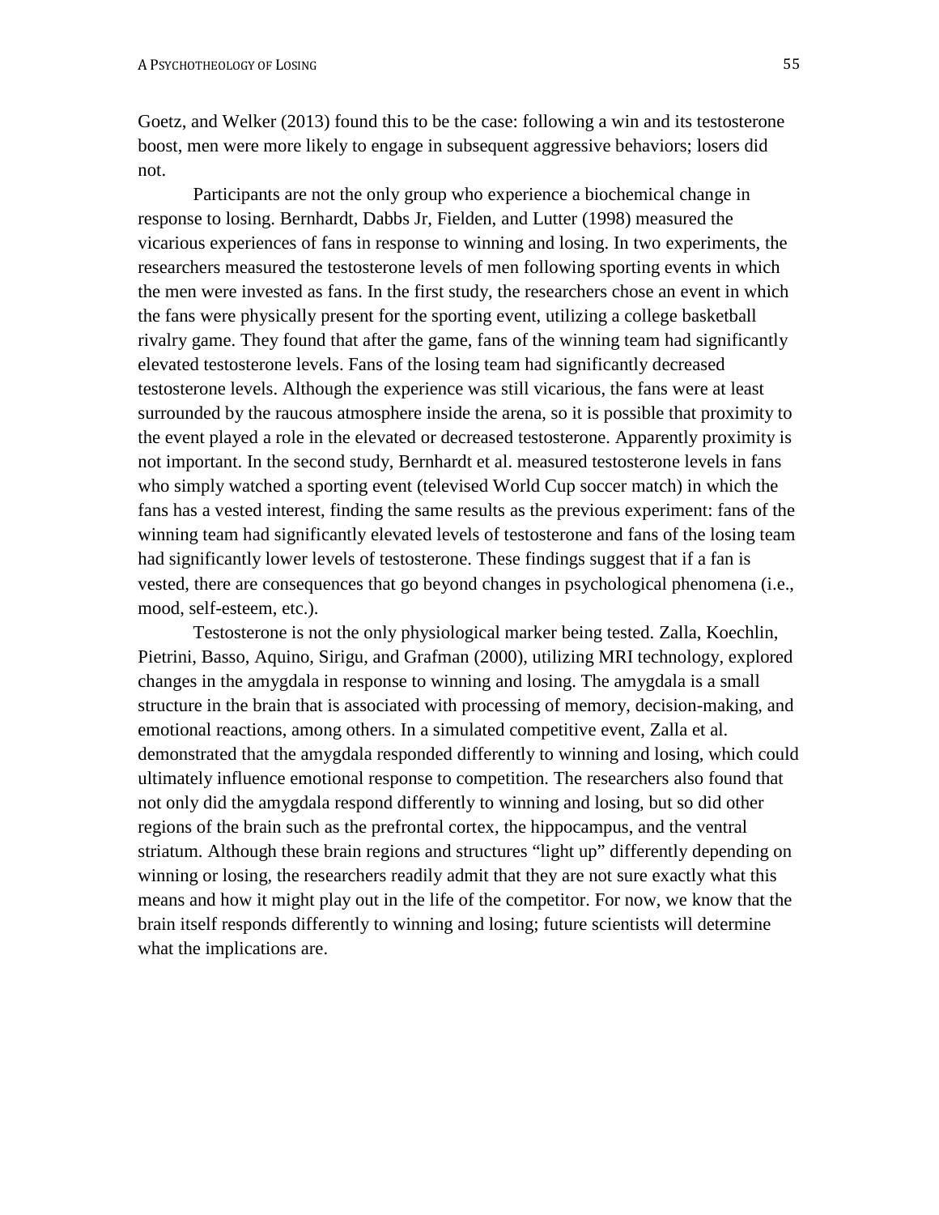Goetz, and Welker (2013) found this to be the case: following a win and its testosterone boost, men were more likely to engage in subsequent aggressive behaviors; losers did not.

Participants are not the only group who experience a biochemical change in response to losing. Bernhardt, Dabbs Jr, Fielden, and Lutter (1998) measured the vicarious experiences of fans in response to winning and losing. In two experiments, the researchers measured the testosterone levels of men following sporting events in which the men were invested as fans. In the first study, the researchers chose an event in which the fans were physically present for the sporting event, utilizing a college basketball rivalry game. They found that after the game, fans of the winning team had significantly elevated testosterone levels. Fans of the losing team had significantly decreased testosterone levels. Although the experience was still vicarious, the fans were at least surrounded by the raucous atmosphere inside the arena, so it is possible that proximity to the event played a role in the elevated or decreased testosterone. Apparently proximity is not important. In the second study, Bernhardt et al. measured testosterone levels in fans who simply watched a sporting event (televised World Cup soccer match) in which the fans has a vested interest, finding the same results as the previous experiment: fans of the winning team had significantly elevated levels of testosterone and fans of the losing team had significantly lower levels of testosterone. These findings suggest that if a fan is vested, there are consequences that go beyond changes in psychological phenomena (i.e., mood, self-esteem, etc.).

Testosterone is not the only physiological marker being tested. Zalla, Koechlin, Pietrini, Basso, Aquino, Sirigu, and Grafman (2000), utilizing MRI technology, explored changes in the amygdala in response to winning and losing. The amygdala is a small structure in the brain that is associated with processing of memory, decision-making, and emotional reactions, among others. In a simulated competitive event, Zalla et al. demonstrated that the amygdala responded differently to winning and losing, which could ultimately influence emotional response to competition. The researchers also found that not only did the amygdala respond differently to winning and losing, but so did other regions of the brain such as the prefrontal cortex, the hippocampus, and the ventral striatum. Although these brain regions and structures "light up" differently depending on winning or losing, the researchers readily admit that they are not sure exactly what this means and how it might play out in the life of the competitor. For now, we know that the brain itself responds differently to winning and losing; future scientists will determine what the implications are.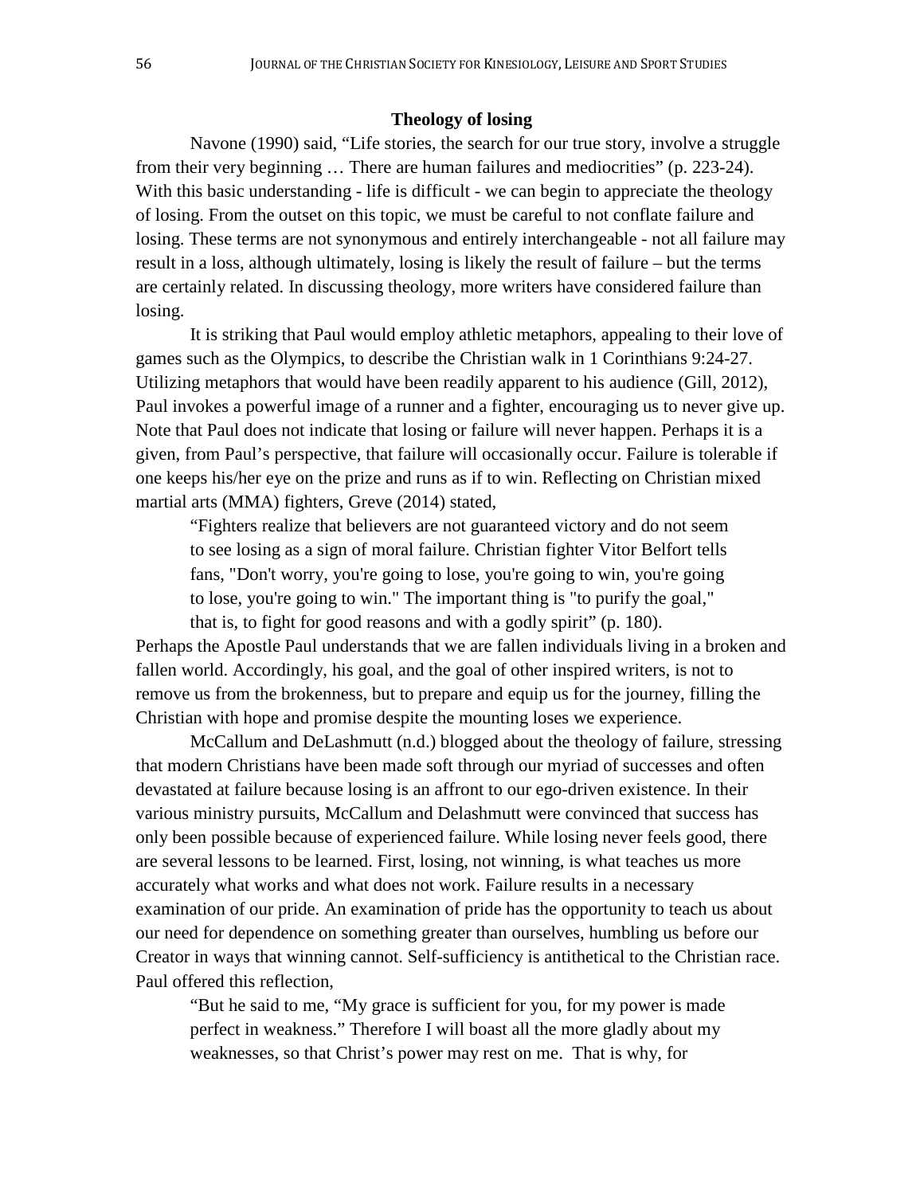### Theology of losing

Navone (1990) said, "Life stories, the search for our true story, involve a struggle from their very beginning … There are human failures and mediocrities" (p. 223-24). With this basic understanding - life is difficult - we can begin to appreciate the theology of losing. From the outset on this topic, we must be careful to not conflate failure and losing. These terms are not synonymous and entirely interchangeable - not all failure may result in a loss, although ultimately, losing is likely the result of failure – but the terms are certainly related. In discussing theology, more writers have considered failure than losing.

It is striking that Paul would employ athletic metaphors, appealing to their love of games such as the Olympics, to describe the Christian walk in 1 Corinthians 9:24-27. Utilizing metaphors that would have been readily apparent to his audience (Gill, 2012), Paul invokes a powerful image of a runner and a fighter, encouraging us to never give up. Note that Paul does not indicate that losing or failure will never happen. Perhaps it is a given, from Paul's perspective, that failure will occasionally occur. Failure is tolerable if one keeps his/her eye on the prize and runs as if to win. Reflecting on Christian mixed martial arts (MMA) fighters, Greve (2014) stated,

> "Fighters realize that believers are not guaranteed victory and do not seem to see losing as a sign of moral failure. Christian fighter Vitor Belfort tells fans, "Don't worry, you're going to lose, you're going to win, you're going to lose, you're going to win." The important thing is "to purify the goal," that is, to fight for good reasons and with a godly spirit" (p. 180).

Perhaps the Apostle Paul understands that we are fallen individuals living in a broken and fallen world. Accordingly, his goal, and the goal of other inspired writers, is not to remove us from the brokenness, but to prepare and equip us for the journey, filling the Christian with hope and promise despite the mounting loses we experience.

McCallum and DeLashmutt (n.d.) blogged about the theology of failure, stressing that modern Christians have been made soft through our myriad of successes and often devastated at failure because losing is an affront to our ego-driven existence. In their various ministry pursuits, McCallum and Delashmutt were convinced that success has only been possible because of experienced failure. While losing never feels good, there are several lessons to be learned. First, losing, not winning, is what teaches us more accurately what works and what does not work. Failure results in a necessary examination of our pride. An examination of pride has the opportunity to teach us about our need for dependence on something greater than ourselves, humbling us before our Creator in ways that winning cannot. Self-sufficiency is antithetical to the Christian race. Paul offered this reflection,

> "But he said to me, "My grace is sufficient for you, for my power is made perfect in weakness." Therefore I will boast all the more gladly about my weaknesses, so that Christ's power may rest on me. That is why, for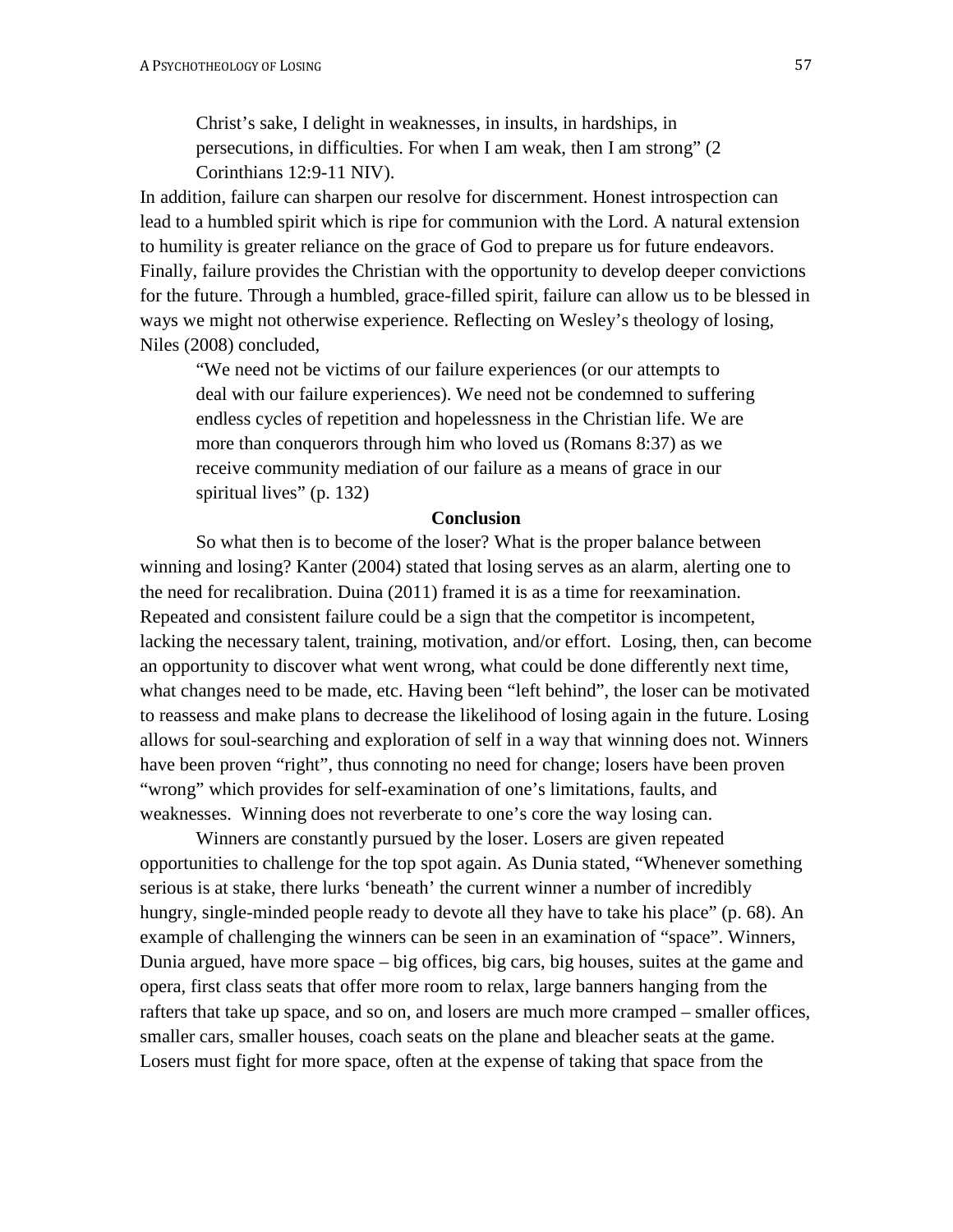> Christ's sake, I delight in weaknesses, in insults, in hardships, in persecutions, in difficulties. For when I am weak, then I am strong" (2 Corinthians 12:9-11 NIV).

In addition, failure can sharpen our resolve for discernment. Honest introspection can lead to a humbled spirit which is ripe for communion with the Lord. A natural extension to humility is greater reliance on the grace of God to prepare us for future endeavors. Finally, failure provides the Christian with the opportunity to develop deeper convictions for the future. Through a humbled, grace-filled spirit, failure can allow us to be blessed in ways we might not otherwise experience. Reflecting on Wesley's theology of losing, Niles (2008) concluded,

> "We need not be victims of our failure experiences (or our attempts to deal with our failure experiences). We need not be condemned to suffering endless cycles of repetition and hopelessness in the Christian life. We are more than conquerors through him who loved us (Romans 8:37) as we receive community mediation of our failure as a means of grace in our spiritual lives" (p. 132)

## Conclusion

So what then is to become of the loser? What is the proper balance between winning and losing? Kanter (2004) stated that losing serves as an alarm, alerting one to the need for recalibration. Duina (2011) framed it is as a time for reexamination. Repeated and consistent failure could be a sign that the competitor is incompetent, lacking the necessary talent, training, motivation, and/or effort. Losing, then, can become an opportunity to discover what went wrong, what could be done differently next time, what changes need to be made, etc. Having been "left behind", the loser can be motivated to reassess and make plans to decrease the likelihood of losing again in the future. Losing allows for soul-searching and exploration of self in a way that winning does not. Winners have been proven "right", thus connoting no need for change; losers have been proven "wrong" which provides for self-examination of one's limitations, faults, and weaknesses. Winning does not reverberate to one's core the way losing can.

Winners are constantly pursued by the loser. Losers are given repeated opportunities to challenge for the top spot again. As Dunia stated, "Whenever something serious is at stake, there lurks 'beneath' the current winner a number of incredibly hungry, single-minded people ready to devote all they have to take his place" (p. 68). An example of challenging the winners can be seen in an examination of "space". Winners, Dunia argued, have more space – big offices, big cars, big houses, suites at the game and opera, first class seats that offer more room to relax, large banners hanging from the rafters that take up space, and so on, and losers are much more cramped – smaller offices, smaller cars, smaller houses, coach seats on the plane and bleacher seats at the game. Losers must fight for more space, often at the expense of taking that space from the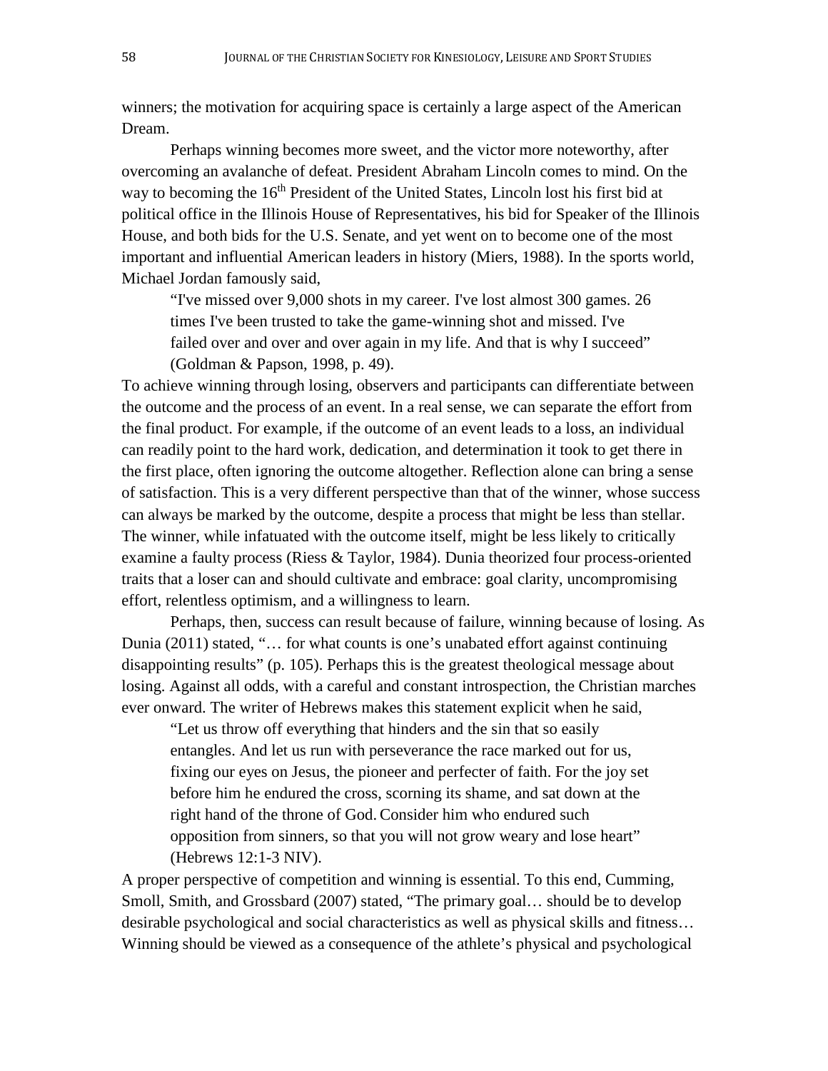winners; the motivation for acquiring space is certainly a large aspect of the American Dream.

Perhaps winning becomes more sweet, and the victor more noteworthy, after overcoming an avalanche of defeat. President Abraham Lincoln comes to mind. On the way to becoming the 16th President of the United States, Lincoln lost his first bid at political office in the Illinois House of Representatives, his bid for Speaker of the Illinois House, and both bids for the U.S. Senate, and yet went on to become one of the most important and influential American leaders in history (Miers, 1988). In the sports world, Michael Jordan famously said,

> "I've missed over 9,000 shots in my career. I've lost almost 300 games. 26 times I've been trusted to take the game-winning shot and missed. I've failed over and over and over again in my life. And that is why I succeed" (Goldman & Papson, 1998, p. 49).

To achieve winning through losing, observers and participants can differentiate between the outcome and the process of an event. In a real sense, we can separate the effort from the final product. For example, if the outcome of an event leads to a loss, an individual can readily point to the hard work, dedication, and determination it took to get there in the first place, often ignoring the outcome altogether. Reflection alone can bring a sense of satisfaction. This is a very different perspective than that of the winner, whose success can always be marked by the outcome, despite a process that might be less than stellar. The winner, while infatuated with the outcome itself, might be less likely to critically examine a faulty process (Riess & Taylor, 1984). Dunia theorized four process-oriented traits that a loser can and should cultivate and embrace: goal clarity, uncompromising effort, relentless optimism, and a willingness to learn.

Perhaps, then, success can result because of failure, winning because of losing. As Dunia (2011) stated, "… for what counts is one's unabated effort against continuing disappointing results" (p. 105). Perhaps this is the greatest theological message about losing. Against all odds, with a careful and constant introspection, the Christian marches ever onward. The writer of Hebrews makes this statement explicit when he said,

> "Let us throw off everything that hinders and the sin that so easily entangles. And let us run with perseverance the race marked out for us, fixing our eyes on Jesus, the pioneer and perfecter of faith. For the joy set before him he endured the cross, scorning its shame, and sat down at the right hand of the throne of God. Consider him who endured such opposition from sinners, so that you will not grow weary and lose heart" (Hebrews 12:1-3 NIV).

A proper perspective of competition and winning is essential. To this end, Cumming, Smoll, Smith, and Grossbard (2007) stated, "The primary goal… should be to develop desirable psychological and social characteristics as well as physical skills and fitness… Winning should be viewed as a consequence of the athlete's physical and psychological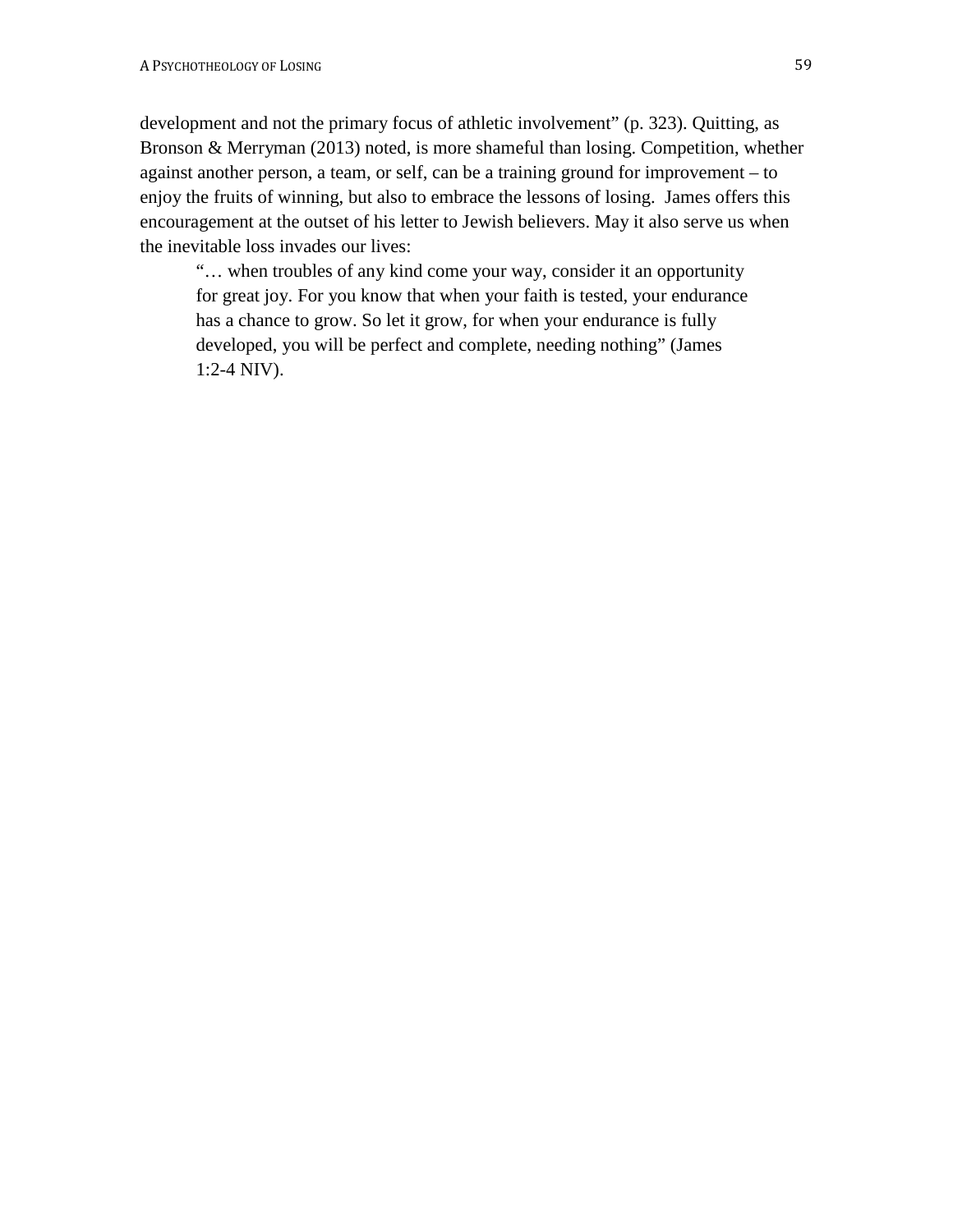development and not the primary focus of athletic involvement" (p. 323). Quitting, as Bronson & Merryman (2013) noted, is more shameful than losing. Competition, whether against another person, a team, or self, can be a training ground for improvement – to enjoy the fruits of winning, but also to embrace the lessons of losing. James offers this encouragement at the outset of his letter to Jewish believers. May it also serve us when the inevitable loss invades our lives:

> "… when troubles of any kind come your way, consider it an opportunity for great joy. For you know that when your faith is tested, your endurance has a chance to grow. So let it grow, for when your endurance is fully developed, you will be perfect and complete, needing nothing" (James 1:2-4 NIV).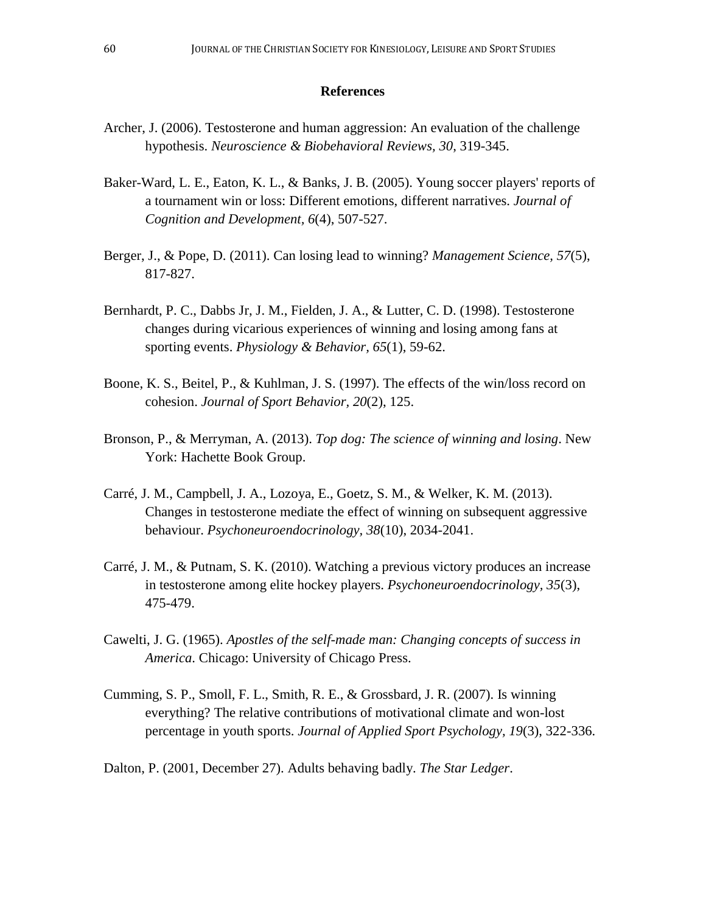## References

Archer, J. (2006). Testosterone and human aggression: An evaluation of the challenge hypothesis. *Neuroscience & Biobehavioral Reviews, 30*, 319-345.

Baker-Ward, L. E., Eaton, K. L., & Banks, J. B. (2005). Young soccer players' reports of a tournament win or loss: Different emotions, different narratives. *Journal of Cognition and Development, 6*(4), 507-527.

Berger, J., & Pope, D. (2011). Can losing lead to winning? *Management Science, 57*(5), 817-827.

Bernhardt, P. C., Dabbs Jr, J. M., Fielden, J. A., & Lutter, C. D. (1998). Testosterone changes during vicarious experiences of winning and losing among fans at sporting events. *Physiology & Behavior, 65*(1), 59-62.

Boone, K. S., Beitel, P., & Kuhlman, J. S. (1997). The effects of the win/loss record on cohesion. *Journal of Sport Behavior, 20*(2), 125.

Bronson, P., & Merryman, A. (2013). *Top dog: The science of winning and losing*. New York: Hachette Book Group.

Carré, J. M., Campbell, J. A., Lozoya, E., Goetz, S. M., & Welker, K. M. (2013). Changes in testosterone mediate the effect of winning on subsequent aggressive behaviour. *Psychoneuroendocrinology, 38*(10), 2034-2041.

Carré, J. M., & Putnam, S. K. (2010). Watching a previous victory produces an increase in testosterone among elite hockey players. *Psychoneuroendocrinology, 35*(3), 475-479.

Cawelti, J. G. (1965). *Apostles of the self-made man: Changing concepts of success in America*. Chicago: University of Chicago Press.

Cumming, S. P., Smoll, F. L., Smith, R. E., & Grossbard, J. R. (2007). Is winning everything? The relative contributions of motivational climate and won-lost percentage in youth sports. *Journal of Applied Sport Psychology, 19*(3), 322-336.

Dalton, P. (2001, December 27). Adults behaving badly. *The Star Ledger*.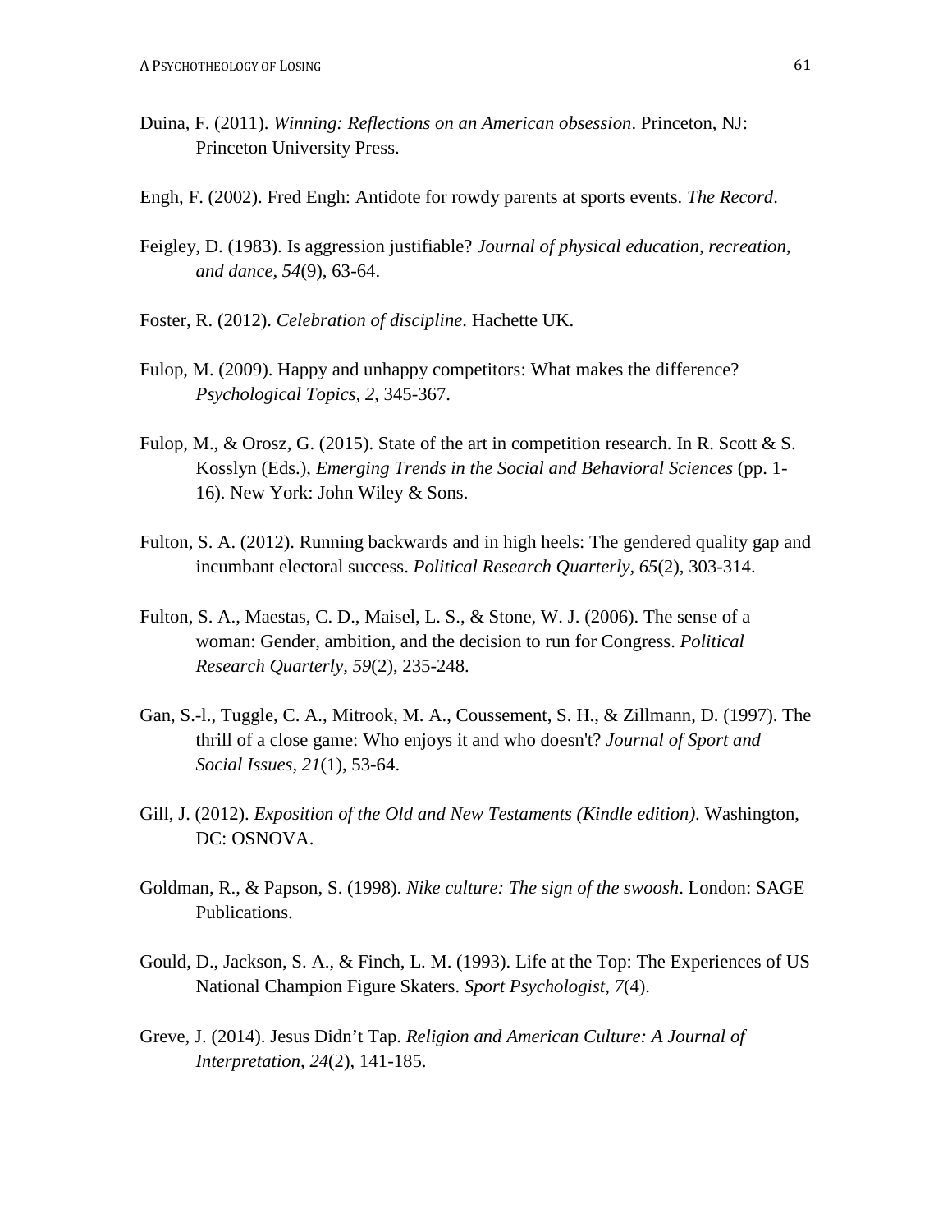Duina, F. (2011). *Winning: Reflections on an American obsession*. Princeton, NJ: Princeton University Press.

Engh, F. (2002). Fred Engh: Antidote for rowdy parents at sports events. *The Record*.

Feigley, D. (1983). Is aggression justifiable? *Journal of physical education, recreation, and dance, 54*(9), 63-64.

Foster, R. (2012). *Celebration of discipline*. Hachette UK.

Fulop, M. (2009). Happy and unhappy competitors: What makes the difference? *Psychological Topics, 2*, 345-367.

Fulop, M., & Orosz, G. (2015). State of the art in competition research. In R. Scott & S. Kosslyn (Eds.), *Emerging Trends in the Social and Behavioral Sciences* (pp. 1-16). New York: John Wiley & Sons.

Fulton, S. A. (2012). Running backwards and in high heels: The gendered quality gap and incumbant electoral success. *Political Research Quarterly, 65*(2), 303-314.

Fulton, S. A., Maestas, C. D., Maisel, L. S., & Stone, W. J. (2006). The sense of a woman: Gender, ambition, and the decision to run for Congress. *Political Research Quarterly, 59*(2), 235-248.

Gan, S.-l., Tuggle, C. A., Mitrook, M. A., Coussement, S. H., & Zillmann, D. (1997). The thrill of a close game: Who enjoys it and who doesn't? *Journal of Sport and Social Issues, 21*(1), 53-64.

Gill, J. (2012). *Exposition of the Old and New Testaments (Kindle edition)*. Washington, DC: OSNOVA.

Goldman, R., & Papson, S. (1998). *Nike culture: The sign of the swoosh*. London: SAGE Publications.

Gould, D., Jackson, S. A., & Finch, L. M. (1993). Life at the Top: The Experiences of US National Champion Figure Skaters. *Sport Psychologist, 7*(4).

Greve, J. (2014). Jesus Didn't Tap. *Religion and American Culture: A Journal of Interpretation, 24*(2), 141-185.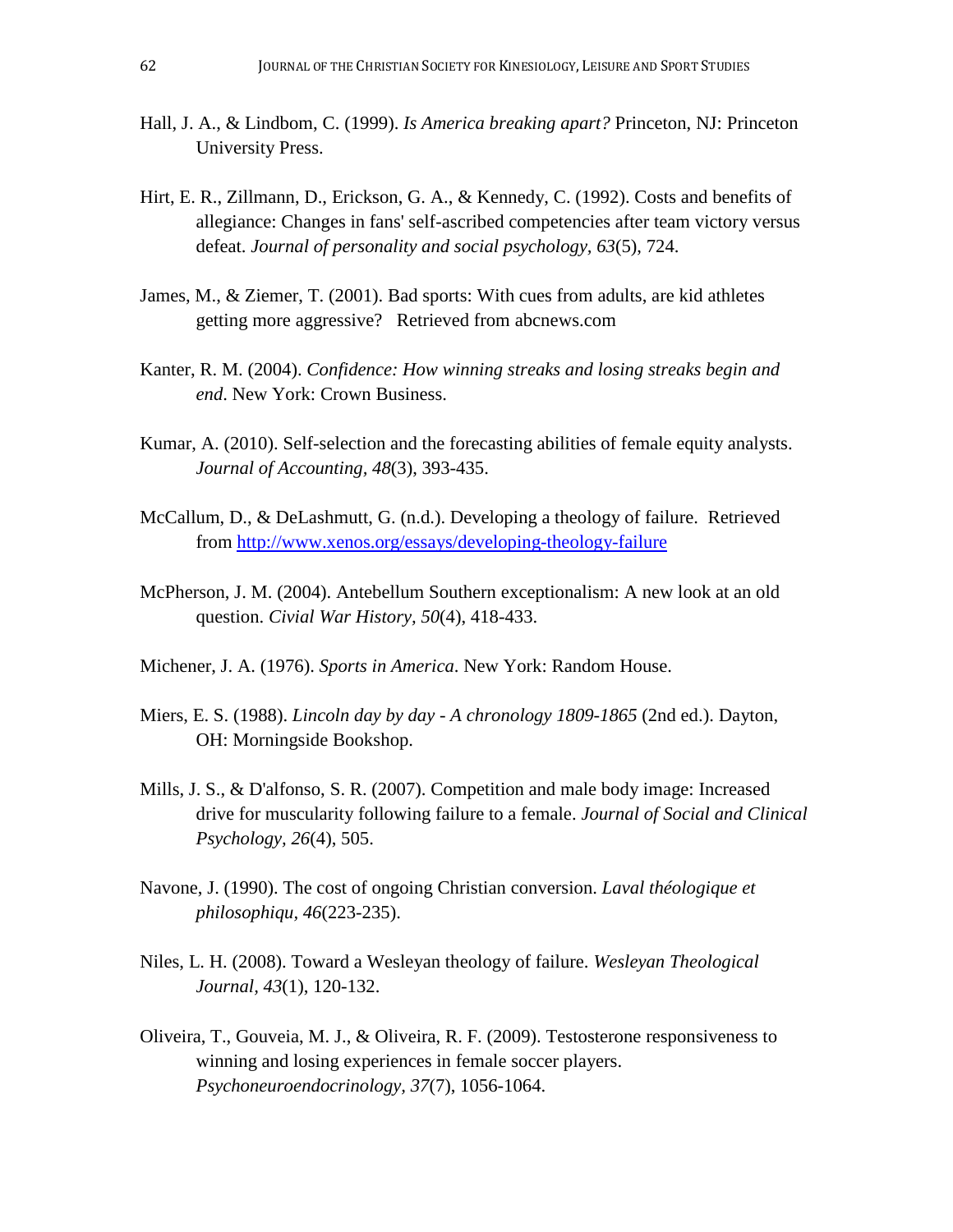Hall, J. A., & Lindbom, C. (1999). *Is America breaking apart?* Princeton, NJ: Princeton University Press.

Hirt, E. R., Zillmann, D., Erickson, G. A., & Kennedy, C. (1992). Costs and benefits of allegiance: Changes in fans' self-ascribed competencies after team victory versus defeat. *Journal of personality and social psychology, 63*(5), 724.

James, M., & Ziemer, T. (2001). Bad sports: With cues from adults, are kid athletes getting more aggressive? Retrieved from abcnews.com

Kanter, R. M. (2004). *Confidence: How winning streaks and losing streaks begin and end*. New York: Crown Business.

Kumar, A. (2010). Self-selection and the forecasting abilities of female equity analysts. *Journal of Accounting, 48*(3), 393-435.

McCallum, D., & DeLashmutt, G. (n.d.). Developing a theology of failure. Retrieved from http://www.xenos.org/essays/developing-theology-failure

McPherson, J. M. (2004). Antebellum Southern exceptionalism: A new look at an old question. *Civil War History, 50*(4), 418-433.

Michener, J. A. (1976). *Sports in America*. New York: Random House.

Miers, E. S. (1988). *Lincoln day by day - A chronology 1809-1865* (2nd ed.). Dayton, OH: Morningside Bookshop.

Mills, J. S., & D'alfonso, S. R. (2007). Competition and male body image: Increased drive for muscularity following failure to a female. *Journal of Social and Clinical Psychology, 26*(4), 505.

Navone, J. (1990). The cost of ongoing Christian conversion. *Laval théologique et philosophiqu, 46*(223-235).

Niles, L. H. (2008). Toward a Wesleyan theology of failure. *Wesleyan Theological Journal, 43*(1), 120-132.

Oliveira, T., Gouveia, M. J., & Oliveira, R. F. (2009). Testosterone responsiveness to winning and losing experiences in female soccer players. *Psychoneuroendocrinology, 37*(7), 1056-1064.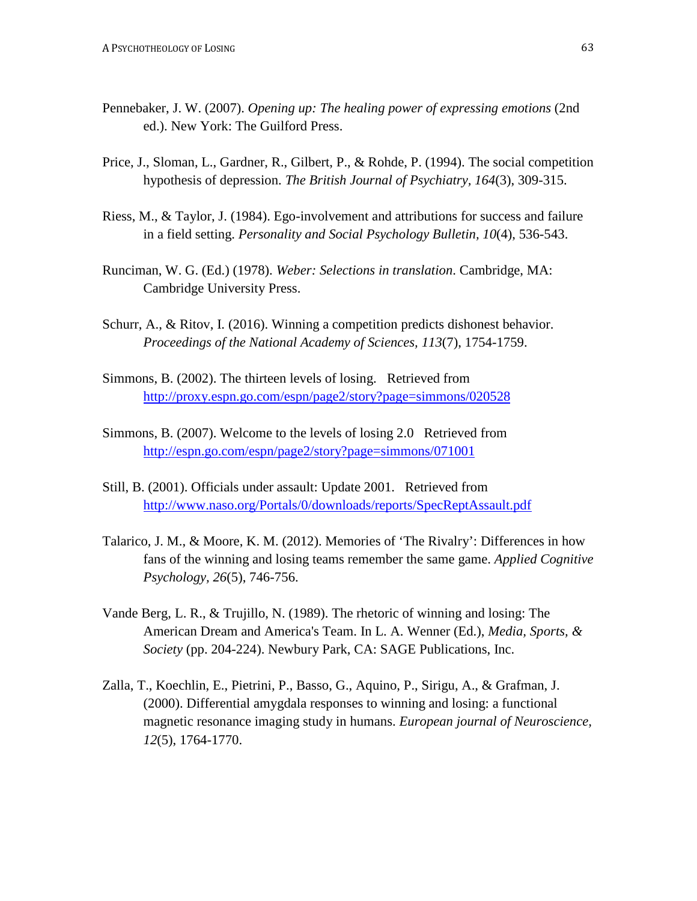Pennebaker, J. W. (2007). *Opening up: The healing power of expressing emotions* (2nd ed.). New York: The Guilford Press.

Price, J., Sloman, L., Gardner, R., Gilbert, P., & Rohde, P. (1994). The social competition hypothesis of depression. *The British Journal of Psychiatry, 164*(3), 309-315.

Riess, M., & Taylor, J. (1984). Ego-involvement and attributions for success and failure in a field setting. *Personality and Social Psychology Bulletin, 10*(4), 536-543.

Runciman, W. G. (Ed.) (1978). *Weber: Selections in translation*. Cambridge, MA: Cambridge University Press.

Schurr, A., & Ritov, I. (2016). Winning a competition predicts dishonest behavior. *Proceedings of the National Academy of Sciences, 113*(7), 1754-1759.

Simmons, B. (2002). The thirteen levels of losing. Retrieved from http://proxy.espn.go.com/espn/page2/story?page=simmons/020528

Simmons, B. (2007). Welcome to the levels of losing 2.0 Retrieved from http://espn.go.com/espn/page2/story?page=simmons/071001

Still, B. (2001). Officials under assault: Update 2001. Retrieved from http://www.naso.org/Portals/0/downloads/reports/SpecReptAssault.pdf

Talarico, J. M., & Moore, K. M. (2012). Memories of 'The Rivalry': Differences in how fans of the winning and losing teams remember the same game. *Applied Cognitive Psychology, 26*(5), 746-756.

Vande Berg, L. R., & Trujillo, N. (1989). The rhetoric of winning and losing: The American Dream and America's Team. In L. A. Wenner (Ed.), *Media, Sports, & Society* (pp. 204-224). Newbury Park, CA: SAGE Publications, Inc.

Zalla, T., Koechlin, E., Pietrini, P., Basso, G., Aquino, P., Sirigu, A., & Grafman, J. (2000). Differential amygdala responses to winning and losing: a functional magnetic resonance imaging study in humans. *European journal of Neuroscience, 12*(5), 1764-1770.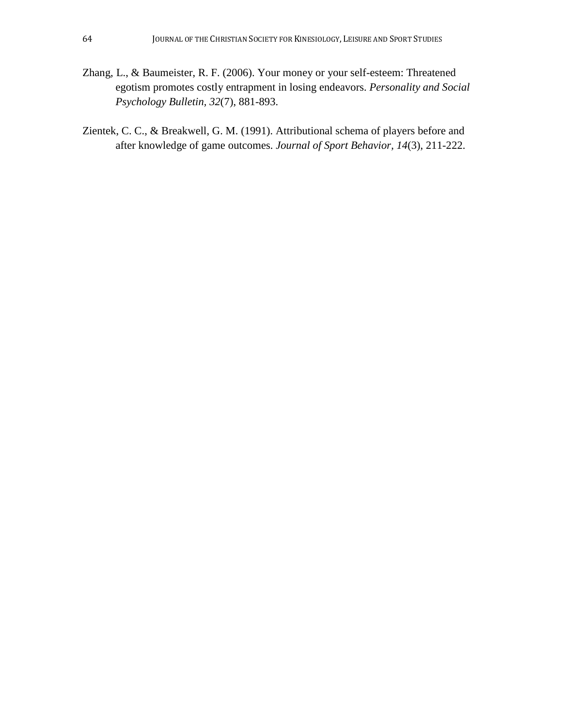Zhang, L., & Baumeister, R. F. (2006). Your money or your self-esteem: Threatened egotism promotes costly entrapment in losing endeavors. *Personality and Social Psychology Bulletin, 32*(7), 881-893.

Zientek, C. C., & Breakwell, G. M. (1991). Attributional schema of players before and after knowledge of game outcomes. *Journal of Sport Behavior, 14*(3), 211-222.